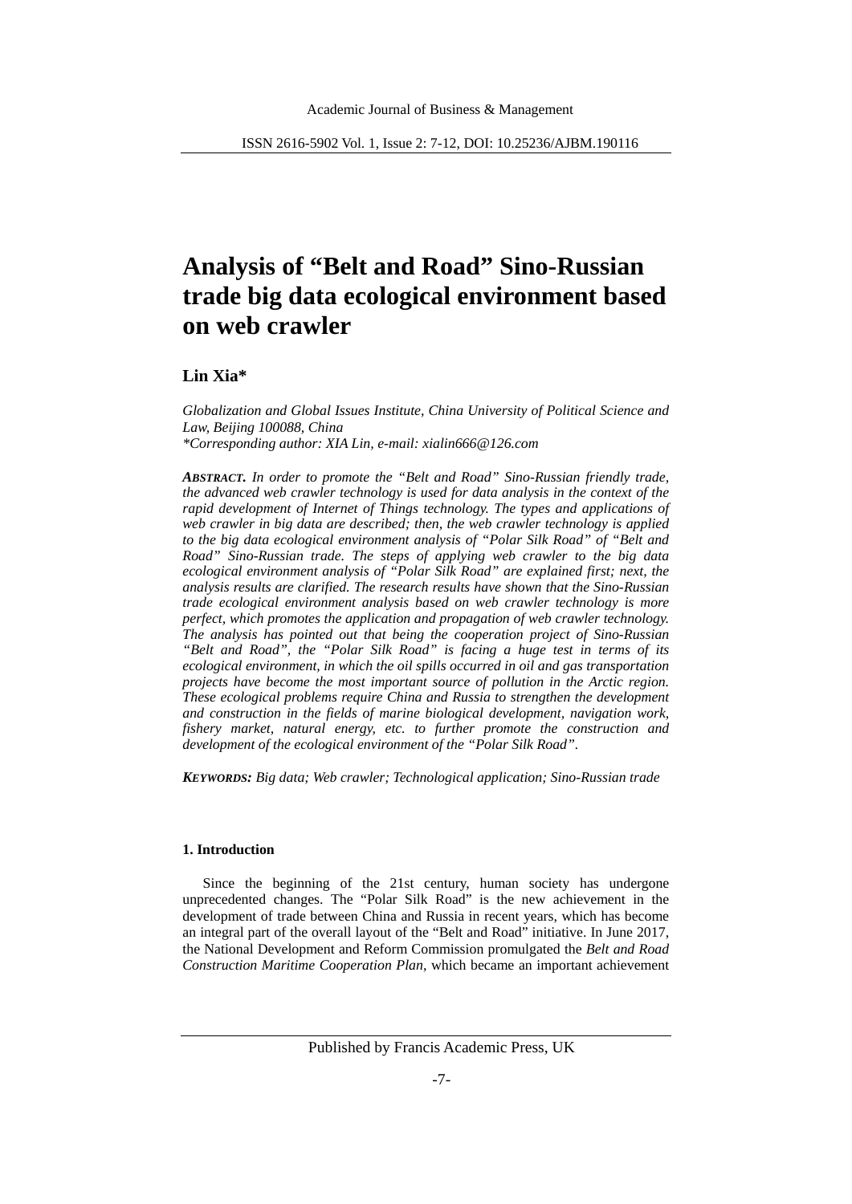# Analysis of "Belt and Road" Sino-Russian trade big data ecological environment based on web crawler

## Lin Xia*

*Globalization and Global Issues Institute, China University of Political Science and Law, Beijing 100088, China*
*\*Corresponding author: XIA Lin, e-mail: xialin666@126.com*

***ABSTRACT.*** *In order to promote the "Belt and Road" Sino-Russian friendly trade, the advanced web crawler technology is used for data analysis in the context of the rapid development of Internet of Things technology. The types and applications of web crawler in big data are described; then, the web crawler technology is applied to the big data ecological environment analysis of "Polar Silk Road" of "Belt and Road" Sino-Russian trade. The steps of applying web crawler to the big data ecological environment analysis of "Polar Silk Road" are explained first; next, the analysis results are clarified. The research results have shown that the Sino-Russian trade ecological environment analysis based on web crawler technology is more perfect, which promotes the application and propagation of web crawler technology. The analysis has pointed out that being the cooperation project of Sino-Russian "Belt and Road", the "Polar Silk Road" is facing a huge test in terms of its ecological environment, in which the oil spills occurred in oil and gas transportation projects have become the most important source of pollution in the Arctic region. These ecological problems require China and Russia to strengthen the development and construction in the fields of marine biological development, navigation work, fishery market, natural energy, etc. to further promote the construction and development of the ecological environment of the "Polar Silk Road".*

***KEYWORDS:*** *Big data; Web crawler; Technological application; Sino-Russian trade*

### 1. Introduction

Since the beginning of the 21st century, human society has undergone unprecedented changes. The "Polar Silk Road" is the new achievement in the development of trade between China and Russia in recent years, which has become an integral part of the overall layout of the "Belt and Road" initiative. In June 2017, the National Development and Reform Commission promulgated the *Belt and Road Construction Maritime Cooperation Plan*, which became an important achievement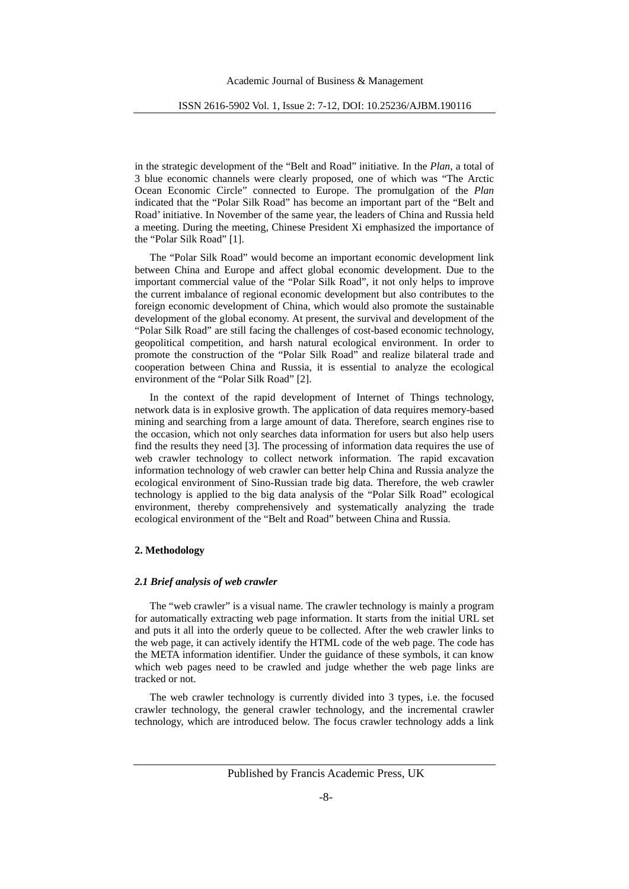in the strategic development of the "Belt and Road" initiative. In the *Plan*, a total of 3 blue economic channels were clearly proposed, one of which was "The Arctic Ocean Economic Circle" connected to Europe. The promulgation of the *Plan* indicated that the "Polar Silk Road" has become an important part of the "Belt and Road' initiative. In November of the same year, the leaders of China and Russia held a meeting. During the meeting, Chinese President Xi emphasized the importance of the "Polar Silk Road" [1].

The "Polar Silk Road" would become an important economic development link between China and Europe and affect global economic development. Due to the important commercial value of the "Polar Silk Road", it not only helps to improve the current imbalance of regional economic development but also contributes to the foreign economic development of China, which would also promote the sustainable development of the global economy. At present, the survival and development of the "Polar Silk Road" are still facing the challenges of cost-based economic technology, geopolitical competition, and harsh natural ecological environment. In order to promote the construction of the "Polar Silk Road" and realize bilateral trade and cooperation between China and Russia, it is essential to analyze the ecological environment of the "Polar Silk Road" [2].

In the context of the rapid development of Internet of Things technology, network data is in explosive growth. The application of data requires memory-based mining and searching from a large amount of data. Therefore, search engines rise to the occasion, which not only searches data information for users but also help users find the results they need [3]. The processing of information data requires the use of web crawler technology to collect network information. The rapid excavation information technology of web crawler can better help China and Russia analyze the ecological environment of Sino-Russian trade big data. Therefore, the web crawler technology is applied to the big data analysis of the "Polar Silk Road" ecological environment, thereby comprehensively and systematically analyzing the trade ecological environment of the "Belt and Road" between China and Russia.

## 2. Methodology

### *2.1 Brief analysis of web crawler*

The "web crawler" is a visual name. The crawler technology is mainly a program for automatically extracting web page information. It starts from the initial URL set and puts it all into the orderly queue to be collected. After the web crawler links to the web page, it can actively identify the HTML code of the web page. The code has the META information identifier. Under the guidance of these symbols, it can know which web pages need to be crawled and judge whether the web page links are tracked or not.

The web crawler technology is currently divided into 3 types, i.e. the focused crawler technology, the general crawler technology, and the incremental crawler technology, which are introduced below. The focus crawler technology adds a link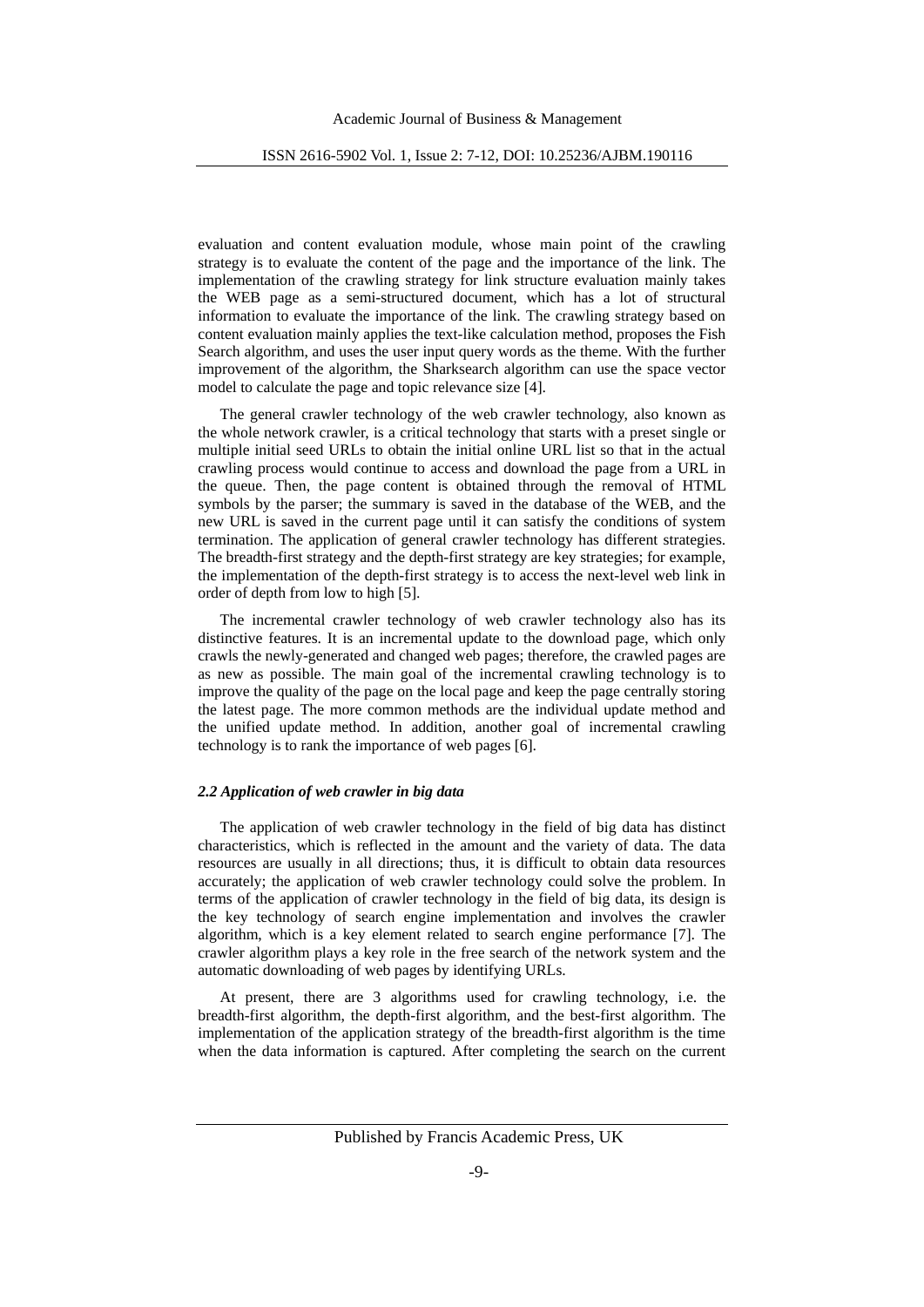evaluation and content evaluation module, whose main point of the crawling strategy is to evaluate the content of the page and the importance of the link. The implementation of the crawling strategy for link structure evaluation mainly takes the WEB page as a semi-structured document, which has a lot of structural information to evaluate the importance of the link. The crawling strategy based on content evaluation mainly applies the text-like calculation method, proposes the Fish Search algorithm, and uses the user input query words as the theme. With the further improvement of the algorithm, the Sharksearch algorithm can use the space vector model to calculate the page and topic relevance size [4].

The general crawler technology of the web crawler technology, also known as the whole network crawler, is a critical technology that starts with a preset single or multiple initial seed URLs to obtain the initial online URL list so that in the actual crawling process would continue to access and download the page from a URL in the queue. Then, the page content is obtained through the removal of HTML symbols by the parser; the summary is saved in the database of the WEB, and the new URL is saved in the current page until it can satisfy the conditions of system termination. The application of general crawler technology has different strategies. The breadth-first strategy and the depth-first strategy are key strategies; for example, the implementation of the depth-first strategy is to access the next-level web link in order of depth from low to high [5].

The incremental crawler technology of web crawler technology also has its distinctive features. It is an incremental update to the download page, which only crawls the newly-generated and changed web pages; therefore, the crawled pages are as new as possible. The main goal of the incremental crawling technology is to improve the quality of the page on the local page and keep the page centrally storing the latest page. The more common methods are the individual update method and the unified update method. In addition, another goal of incremental crawling technology is to rank the importance of web pages [6].

### *2.2 Application of web crawler in big data*

The application of web crawler technology in the field of big data has distinct characteristics, which is reflected in the amount and the variety of data. The data resources are usually in all directions; thus, it is difficult to obtain data resources accurately; the application of web crawler technology could solve the problem. In terms of the application of crawler technology in the field of big data, its design is the key technology of search engine implementation and involves the crawler algorithm, which is a key element related to search engine performance [7]. The crawler algorithm plays a key role in the free search of the network system and the automatic downloading of web pages by identifying URLs.

At present, there are 3 algorithms used for crawling technology, i.e. the breadth-first algorithm, the depth-first algorithm, and the best-first algorithm. The implementation of the application strategy of the breadth-first algorithm is the time when the data information is captured. After completing the search on the current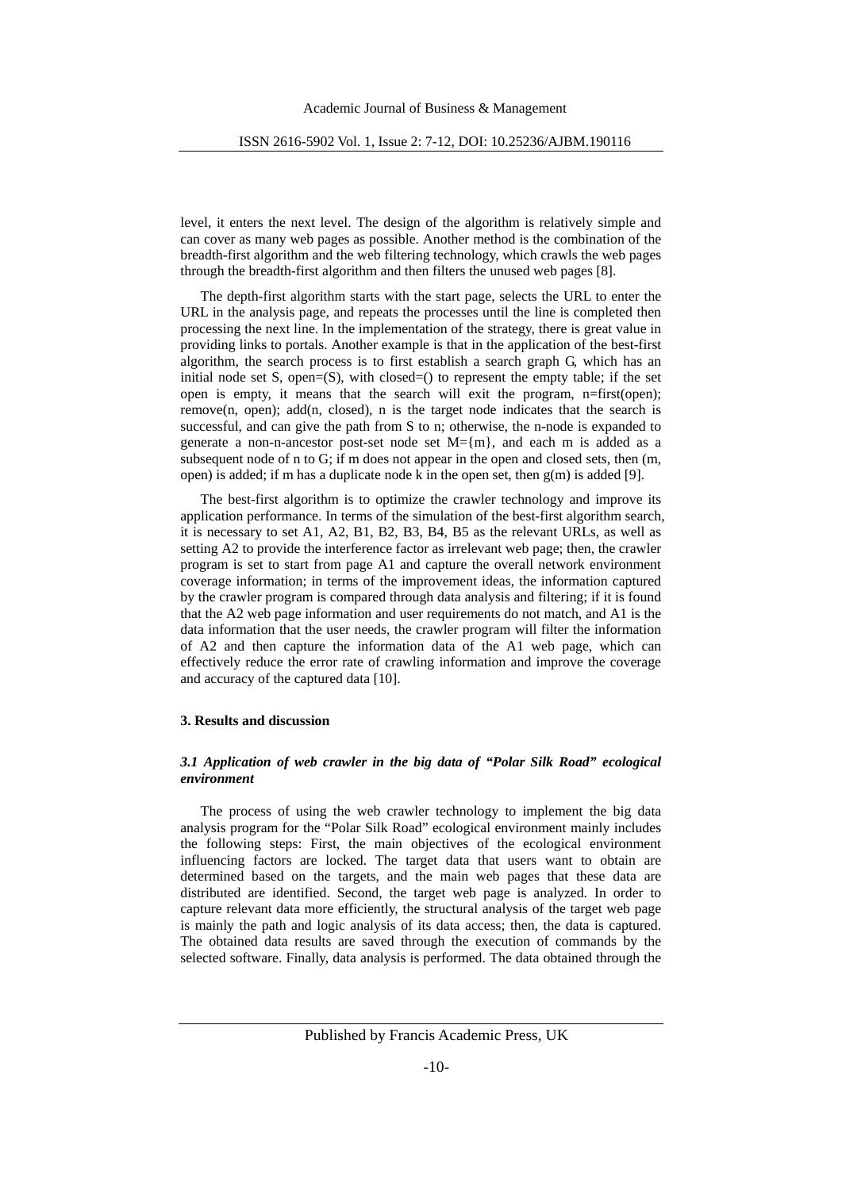level, it enters the next level. The design of the algorithm is relatively simple and can cover as many web pages as possible. Another method is the combination of the breadth-first algorithm and the web filtering technology, which crawls the web pages through the breadth-first algorithm and then filters the unused web pages [8].

The depth-first algorithm starts with the start page, selects the URL to enter the URL in the analysis page, and repeats the processes until the line is completed then processing the next line. In the implementation of the strategy, there is great value in providing links to portals. Another example is that in the application of the best-first algorithm, the search process is to first establish a search graph G, which has an initial node set S, open=(S), with closed=() to represent the empty table; if the set open is empty, it means that the search will exit the program, n=first(open); remove(n, open); add(n, closed), n is the target node indicates that the search is successful, and can give the path from S to n; otherwise, the n-node is expanded to generate a non-n-ancestor post-set node set M={m}, and each m is added as a subsequent node of n to G; if m does not appear in the open and closed sets, then (m, open) is added; if m has a duplicate node k in the open set, then g(m) is added [9].

The best-first algorithm is to optimize the crawler technology and improve its application performance. In terms of the simulation of the best-first algorithm search, it is necessary to set A1, A2, B1, B2, B3, B4, B5 as the relevant URLs, as well as setting A2 to provide the interference factor as irrelevant web page; then, the crawler program is set to start from page A1 and capture the overall network environment coverage information; in terms of the improvement ideas, the information captured by the crawler program is compared through data analysis and filtering; if it is found that the A2 web page information and user requirements do not match, and A1 is the data information that the user needs, the crawler program will filter the information of A2 and then capture the information data of the A1 web page, which can effectively reduce the error rate of crawling information and improve the coverage and accuracy of the captured data [10].

## 3. Results and discussion

### *3.1 Application of web crawler in the big data of "Polar Silk Road" ecological environment*

The process of using the web crawler technology to implement the big data analysis program for the "Polar Silk Road" ecological environment mainly includes the following steps: First, the main objectives of the ecological environment influencing factors are locked. The target data that users want to obtain are determined based on the targets, and the main web pages that these data are distributed are identified. Second, the target web page is analyzed. In order to capture relevant data more efficiently, the structural analysis of the target web page is mainly the path and logic analysis of its data access; then, the data is captured. The obtained data results are saved through the execution of commands by the selected software. Finally, data analysis is performed. The data obtained through the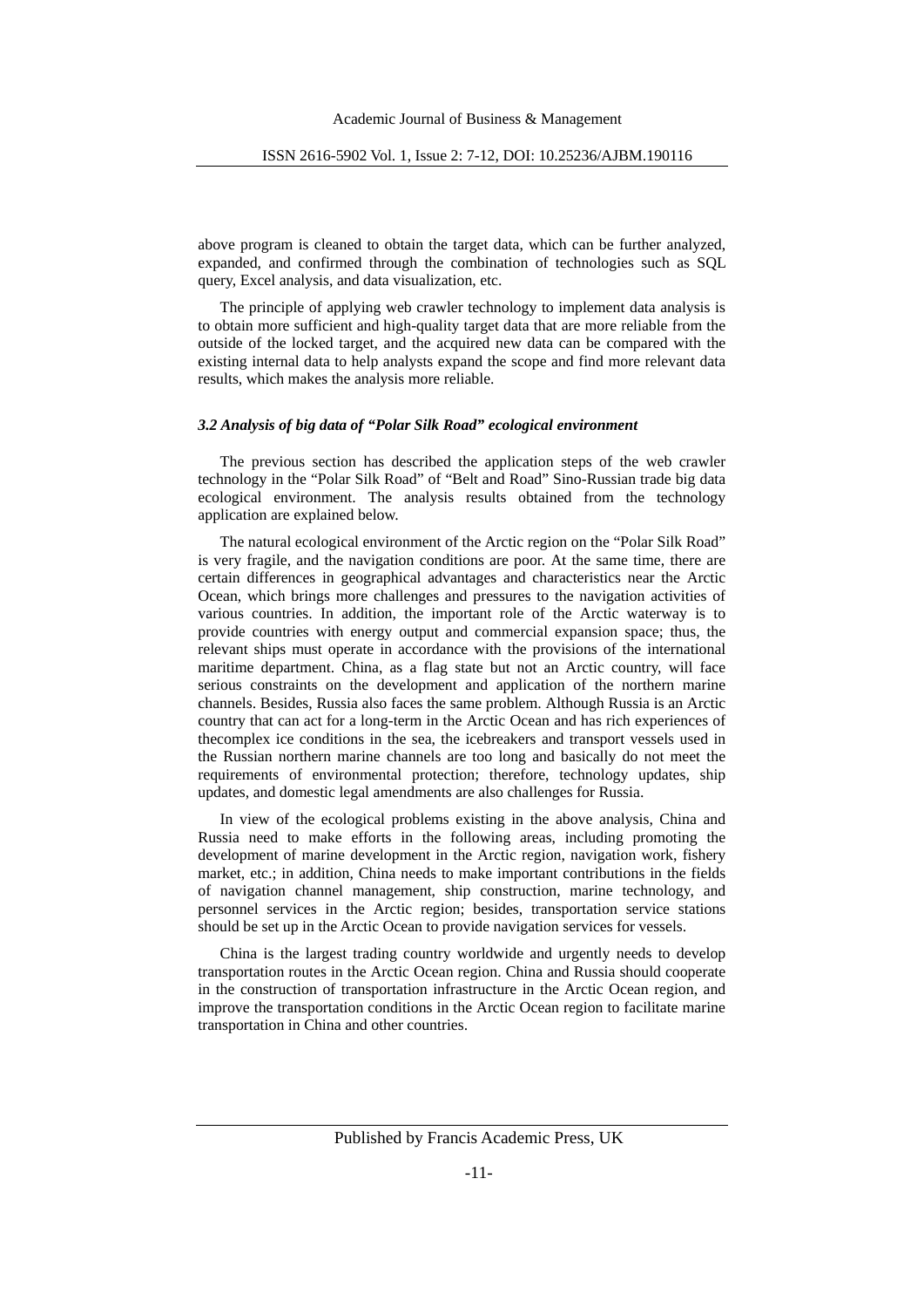above program is cleaned to obtain the target data, which can be further analyzed, expanded, and confirmed through the combination of technologies such as SQL query, Excel analysis, and data visualization, etc.

The principle of applying web crawler technology to implement data analysis is to obtain more sufficient and high-quality target data that are more reliable from the outside of the locked target, and the acquired new data can be compared with the existing internal data to help analysts expand the scope and find more relevant data results, which makes the analysis more reliable.

### *3.2 Analysis of big data of "Polar Silk Road" ecological environment*

The previous section has described the application steps of the web crawler technology in the "Polar Silk Road" of "Belt and Road" Sino-Russian trade big data ecological environment. The analysis results obtained from the technology application are explained below.

The natural ecological environment of the Arctic region on the "Polar Silk Road" is very fragile, and the navigation conditions are poor. At the same time, there are certain differences in geographical advantages and characteristics near the Arctic Ocean, which brings more challenges and pressures to the navigation activities of various countries. In addition, the important role of the Arctic waterway is to provide countries with energy output and commercial expansion space; thus, the relevant ships must operate in accordance with the provisions of the international maritime department. China, as a flag state but not an Arctic country, will face serious constraints on the development and application of the northern marine channels. Besides, Russia also faces the same problem. Although Russia is an Arctic country that can act for a long-term in the Arctic Ocean and has rich experiences of thecomplex ice conditions in the sea, the icebreakers and transport vessels used in the Russian northern marine channels are too long and basically do not meet the requirements of environmental protection; therefore, technology updates, ship updates, and domestic legal amendments are also challenges for Russia.

In view of the ecological problems existing in the above analysis, China and Russia need to make efforts in the following areas, including promoting the development of marine development in the Arctic region, navigation work, fishery market, etc.; in addition, China needs to make important contributions in the fields of navigation channel management, ship construction, marine technology, and personnel services in the Arctic region; besides, transportation service stations should be set up in the Arctic Ocean to provide navigation services for vessels.

China is the largest trading country worldwide and urgently needs to develop transportation routes in the Arctic Ocean region. China and Russia should cooperate in the construction of transportation infrastructure in the Arctic Ocean region, and improve the transportation conditions in the Arctic Ocean region to facilitate marine transportation in China and other countries.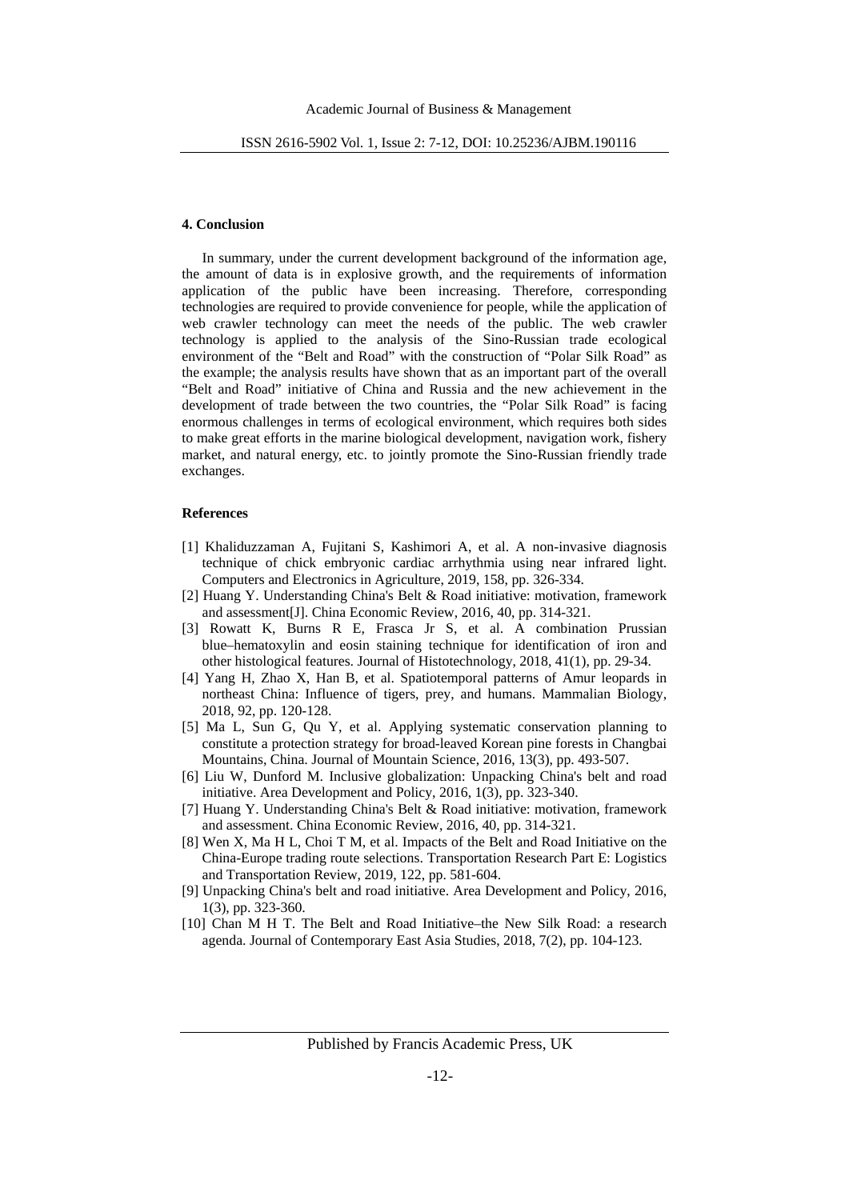## 4. Conclusion

In summary, under the current development background of the information age, the amount of data is in explosive growth, and the requirements of information application of the public have been increasing. Therefore, corresponding technologies are required to provide convenience for people, while the application of web crawler technology can meet the needs of the public. The web crawler technology is applied to the analysis of the Sino-Russian trade ecological environment of the "Belt and Road" with the construction of "Polar Silk Road" as the example; the analysis results have shown that as an important part of the overall "Belt and Road" initiative of China and Russia and the new achievement in the development of trade between the two countries, the "Polar Silk Road" is facing enormous challenges in terms of ecological environment, which requires both sides to make great efforts in the marine biological development, navigation work, fishery market, and natural energy, etc. to jointly promote the Sino-Russian friendly trade exchanges.

## References

[1] Khaliduzzaman A, Fujitani S, Kashimori A, et al. A non-invasive diagnosis technique of chick embryonic cardiac arrhythmia using near infrared light. Computers and Electronics in Agriculture, 2019, 158, pp. 326-334.

[2] Huang Y. Understanding China's Belt & Road initiative: motivation, framework and assessment[J]. China Economic Review, 2016, 40, pp. 314-321.

[3] Rowatt K, Burns R E, Frasca Jr S, et al. A combination Prussian blue–hematoxylin and eosin staining technique for identification of iron and other histological features. Journal of Histotechnology, 2018, 41(1), pp. 29-34.

[4] Yang H, Zhao X, Han B, et al. Spatiotemporal patterns of Amur leopards in northeast China: Influence of tigers, prey, and humans. Mammalian Biology, 2018, 92, pp. 120-128.

[5] Ma L, Sun G, Qu Y, et al. Applying systematic conservation planning to constitute a protection strategy for broad-leaved Korean pine forests in Changbai Mountains, China. Journal of Mountain Science, 2016, 13(3), pp. 493-507.

[6] Liu W, Dunford M. Inclusive globalization: Unpacking China's belt and road initiative. Area Development and Policy, 2016, 1(3), pp. 323-340.

[7] Huang Y. Understanding China's Belt & Road initiative: motivation, framework and assessment. China Economic Review, 2016, 40, pp. 314-321.

[8] Wen X, Ma H L, Choi T M, et al. Impacts of the Belt and Road Initiative on the China-Europe trading route selections. Transportation Research Part E: Logistics and Transportation Review, 2019, 122, pp. 581-604.

[9] Unpacking China's belt and road initiative. Area Development and Policy, 2016, 1(3), pp. 323-360.

[10] Chan M H T. The Belt and Road Initiative–the New Silk Road: a research agenda. Journal of Contemporary East Asia Studies, 2018, 7(2), pp. 104-123.